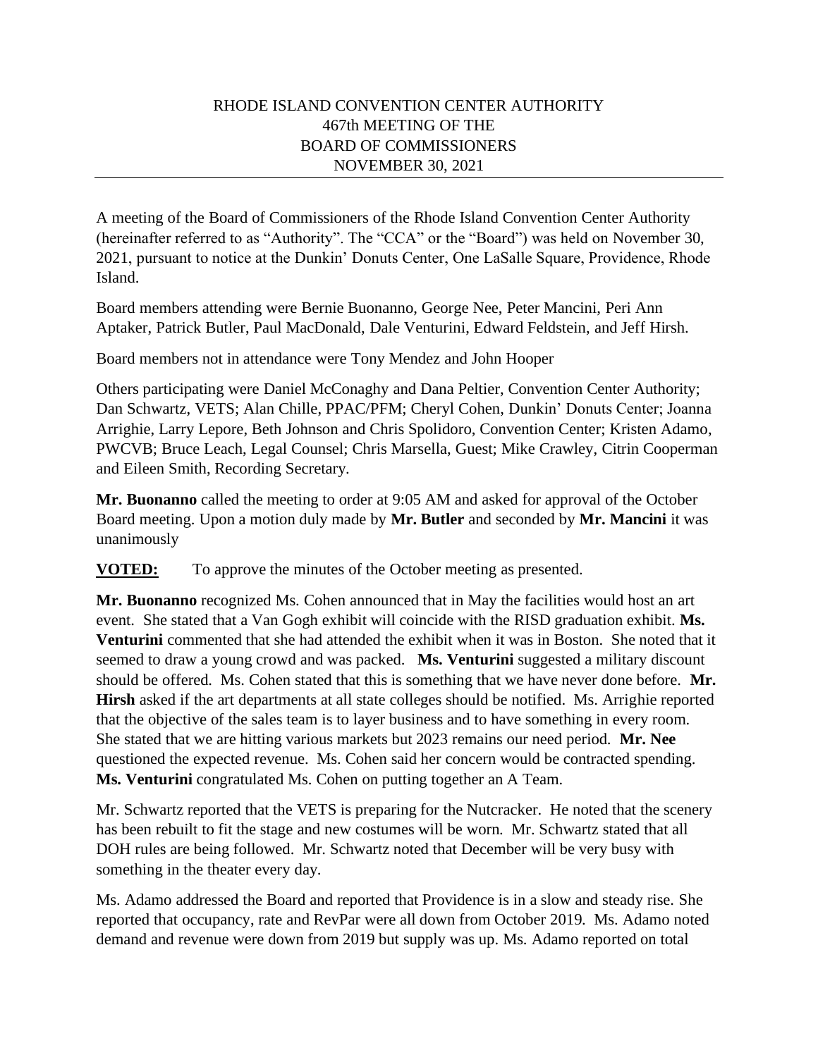# RHODE ISLAND CONVENTION CENTER AUTHORITY
# 467th MEETING OF THE
# BOARD OF COMMISSIONERS
# NOVEMBER 30, 2021

---

A meeting of the Board of Commissioners of the Rhode Island Convention Center Authority (hereinafter referred to as "Authority". The "CCA" or the "Board") was held on November 30, 2021, pursuant to notice at the Dunkin' Donuts Center, One LaSalle Square, Providence, Rhode Island.

Board members attending were Bernie Buonanno, George Nee, Peter Mancini, Peri Ann Aptaker, Patrick Butler, Paul MacDonald, Dale Venturini, Edward Feldstein, and Jeff Hirsh.

Board members not in attendance were Tony Mendez and John Hooper

Others participating were Daniel McConaghy and Dana Peltier, Convention Center Authority; Dan Schwartz, VETS; Alan Chille, PPAC/PFM; Cheryl Cohen, Dunkin' Donuts Center; Joanna Arrighie, Larry Lepore, Beth Johnson and Chris Spolidoro, Convention Center; Kristen Adamo, PWCVB; Bruce Leach, Legal Counsel; Chris Marsella, Guest; Mike Crawley, Citrin Cooperman and Eileen Smith, Recording Secretary.

**Mr. Buonanno** called the meeting to order at 9:05 AM and asked for approval of the October Board meeting. Upon a motion duly made by **Mr. Butler** and seconded by **Mr. Mancini** it was unanimously

**VOTED:** To approve the minutes of the October meeting as presented.

**Mr. Buonanno** recognized Ms. Cohen announced that in May the facilities would host an art event. She stated that a Van Gogh exhibit will coincide with the RISD graduation exhibit. **Ms. Venturini** commented that she had attended the exhibit when it was in Boston. She noted that it seemed to draw a young crowd and was packed. **Ms. Venturini** suggested a military discount should be offered. Ms. Cohen stated that this is something that we have never done before. **Mr. Hirsh** asked if the art departments at all state colleges should be notified. Ms. Arrighie reported that the objective of the sales team is to layer business and to have something in every room. She stated that we are hitting various markets but 2023 remains our need period. **Mr. Nee** questioned the expected revenue. Ms. Cohen said her concern would be contracted spending. **Ms. Venturini** congratulated Ms. Cohen on putting together an A Team.

Mr. Schwartz reported that the VETS is preparing for the Nutcracker. He noted that the scenery has been rebuilt to fit the stage and new costumes will be worn. Mr. Schwartz stated that all DOH rules are being followed. Mr. Schwartz noted that December will be very busy with something in the theater every day.

Ms. Adamo addressed the Board and reported that Providence is in a slow and steady rise. She reported that occupancy, rate and RevPar were all down from October 2019. Ms. Adamo noted demand and revenue were down from 2019 but supply was up. Ms. Adamo reported on total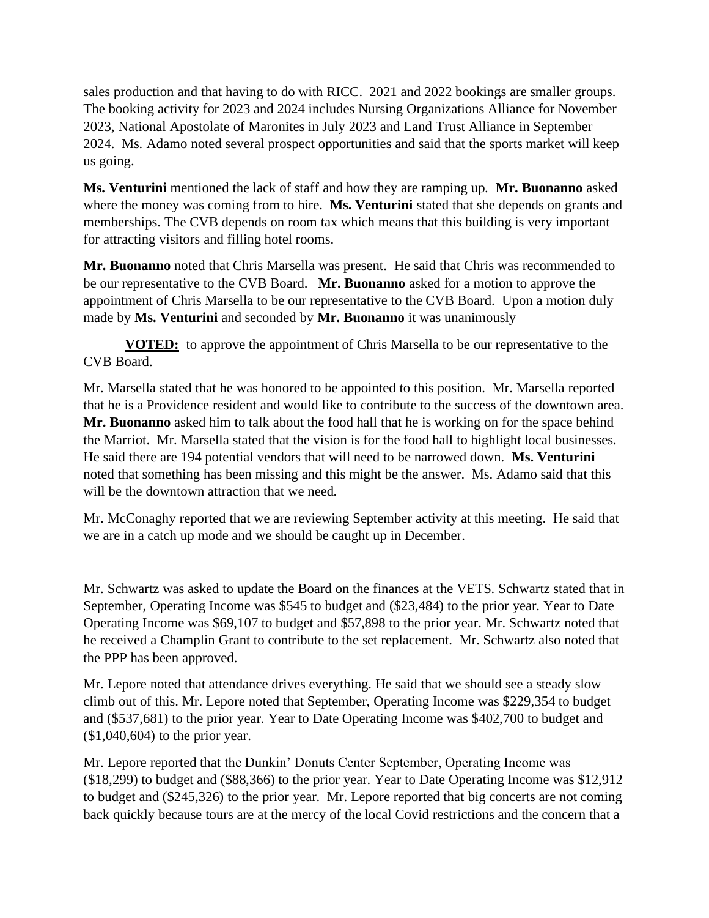sales production and that having to do with RICC. 2021 and 2022 bookings are smaller groups. The booking activity for 2023 and 2024 includes Nursing Organizations Alliance for November 2023, National Apostolate of Maronites in July 2023 and Land Trust Alliance in September 2024. Ms. Adamo noted several prospect opportunities and said that the sports market will keep us going.

**Ms. Venturini** mentioned the lack of staff and how they are ramping up. **Mr. Buonanno** asked where the money was coming from to hire. **Ms. Venturini** stated that she depends on grants and memberships. The CVB depends on room tax which means that this building is very important for attracting visitors and filling hotel rooms.

**Mr. Buonanno** noted that Chris Marsella was present. He said that Chris was recommended to be our representative to the CVB Board. **Mr. Buonanno** asked for a motion to approve the appointment of Chris Marsella to be our representative to the CVB Board. Upon a motion duly made by **Ms. Venturini** and seconded by **Mr. Buonanno** it was unanimously

**VOTED:** to approve the appointment of Chris Marsella to be our representative to the CVB Board.

Mr. Marsella stated that he was honored to be appointed to this position. Mr. Marsella reported that he is a Providence resident and would like to contribute to the success of the downtown area. **Mr. Buonanno** asked him to talk about the food hall that he is working on for the space behind the Marriot. Mr. Marsella stated that the vision is for the food hall to highlight local businesses. He said there are 194 potential vendors that will need to be narrowed down. **Ms. Venturini** noted that something has been missing and this might be the answer. Ms. Adamo said that this will be the downtown attraction that we need.

Mr. McConaghy reported that we are reviewing September activity at this meeting. He said that we are in a catch up mode and we should be caught up in December.

Mr. Schwartz was asked to update the Board on the finances at the VETS. Schwartz stated that in September, Operating Income was $545 to budget and ($23,484) to the prior year. Year to Date Operating Income was $69,107 to budget and $57,898 to the prior year. Mr. Schwartz noted that he received a Champlin Grant to contribute to the set replacement. Mr. Schwartz also noted that the PPP has been approved.

Mr. Lepore noted that attendance drives everything. He said that we should see a steady slow climb out of this. Mr. Lepore noted that September, Operating Income was $229,354 to budget and ($537,681) to the prior year. Year to Date Operating Income was $402,700 to budget and ($1,040,604) to the prior year.

Mr. Lepore reported that the Dunkin' Donuts Center September, Operating Income was ($18,299) to budget and ($88,366) to the prior year. Year to Date Operating Income was $12,912 to budget and ($245,326) to the prior year. Mr. Lepore reported that big concerts are not coming back quickly because tours are at the mercy of the local Covid restrictions and the concern that a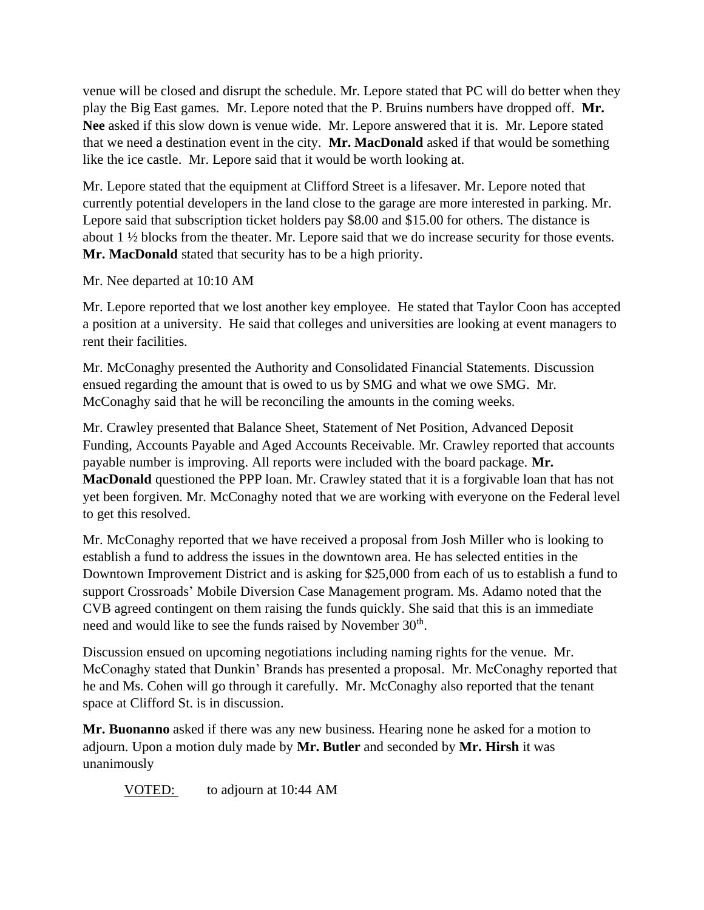venue will be closed and disrupt the schedule. Mr. Lepore stated that PC will do better when they play the Big East games. Mr. Lepore noted that the P. Bruins numbers have dropped off. **Mr. Nee** asked if this slow down is venue wide. Mr. Lepore answered that it is. Mr. Lepore stated that we need a destination event in the city. **Mr. MacDonald** asked if that would be something like the ice castle. Mr. Lepore said that it would be worth looking at.

Mr. Lepore stated that the equipment at Clifford Street is a lifesaver. Mr. Lepore noted that currently potential developers in the land close to the garage are more interested in parking. Mr. Lepore said that subscription ticket holders pay $8.00 and $15.00 for others. The distance is about 1 ½ blocks from the theater. Mr. Lepore said that we do increase security for those events. **Mr. MacDonald** stated that security has to be a high priority.

Mr. Nee departed at 10:10 AM

Mr. Lepore reported that we lost another key employee. He stated that Taylor Coon has accepted a position at a university. He said that colleges and universities are looking at event managers to rent their facilities.

Mr. McConaghy presented the Authority and Consolidated Financial Statements. Discussion ensued regarding the amount that is owed to us by SMG and what we owe SMG. Mr. McConaghy said that he will be reconciling the amounts in the coming weeks.

Mr. Crawley presented that Balance Sheet, Statement of Net Position, Advanced Deposit Funding, Accounts Payable and Aged Accounts Receivable. Mr. Crawley reported that accounts payable number is improving. All reports were included with the board package. **Mr. MacDonald** questioned the PPP loan. Mr. Crawley stated that it is a forgivable loan that has not yet been forgiven. Mr. McConaghy noted that we are working with everyone on the Federal level to get this resolved.

Mr. McConaghy reported that we have received a proposal from Josh Miller who is looking to establish a fund to address the issues in the downtown area. He has selected entities in the Downtown Improvement District and is asking for $25,000 from each of us to establish a fund to support Crossroads' Mobile Diversion Case Management program. Ms. Adamo noted that the CVB agreed contingent on them raising the funds quickly. She said that this is an immediate need and would like to see the funds raised by November 30th.

Discussion ensued on upcoming negotiations including naming rights for the venue. Mr. McConaghy stated that Dunkin' Brands has presented a proposal. Mr. McConaghy reported that he and Ms. Cohen will go through it carefully. Mr. McConaghy also reported that the tenant space at Clifford St. is in discussion.

**Mr. Buonanno** asked if there was any new business. Hearing none he asked for a motion to adjourn. Upon a motion duly made by **Mr. Butler** and seconded by **Mr. Hirsh** it was unanimously

VOTED: to adjourn at 10:44 AM